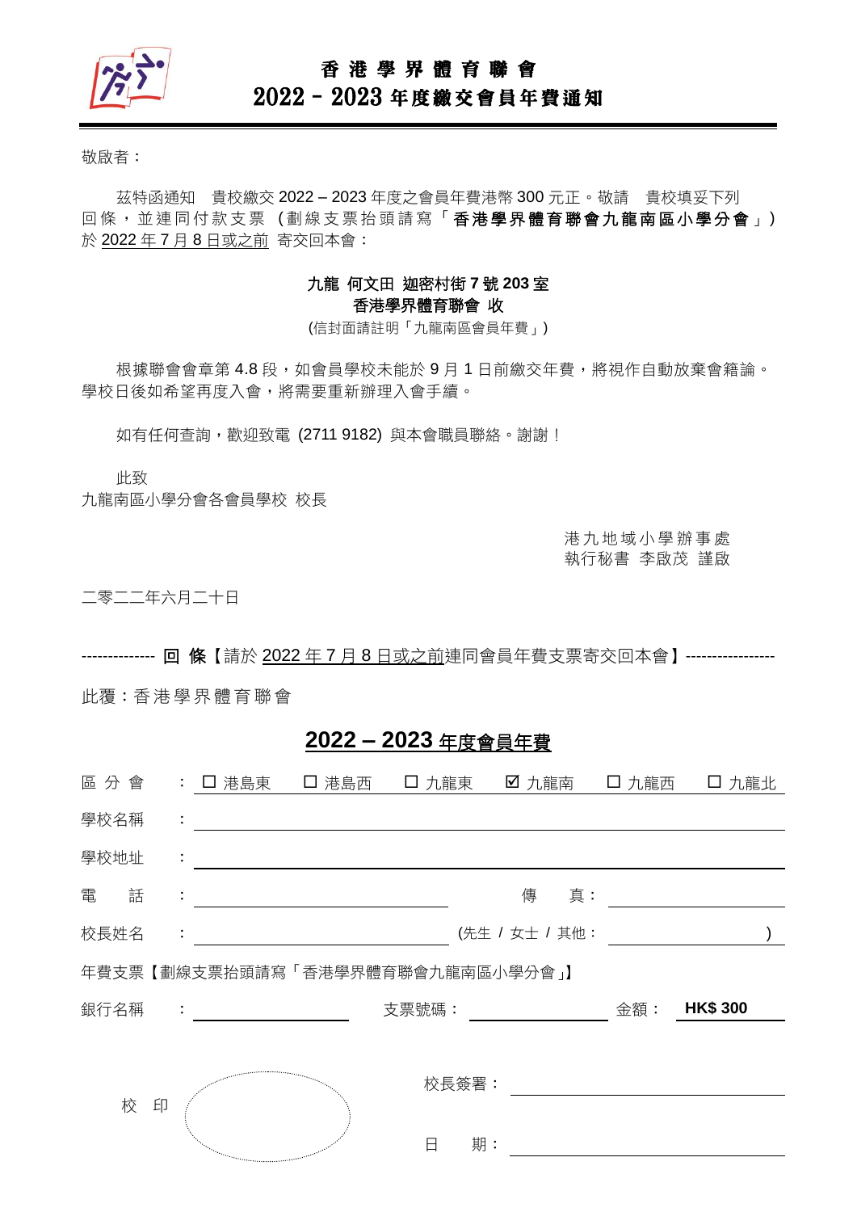# 香 港 學 界 體 育 聯 會

## 2022 – 2023 年度繳交會員年費通知

敬啟者：

茲特函通知　貴校繳交 2022 – 2023 年度之會員年費港幣 300 元正。敬請　貴校填妥下列回條，並連同付款支票（劃線支票抬頭請寫「**香港學界體育聯會九龍南區小學分會**」）於 2022 年 7 月 8 日或之前 寄交回本會：

**九龍 何文田 迦密村街 7 號 203 室**
**香港學界體育聯會 收**
(信封面請註明「九龍南區會員年費」)

根據聯會會章第 4.8 段，如會員學校未能於 9 月 1 日前繳交年費，將視作自動放棄會籍論。學校日後如希望再度入會，將需要重新辦理入會手續。

如有任何查詢，歡迎致電 (2711 9182) 與本會職員聯絡。謝謝！

此致
九龍南區小學分會各會員學校 校長

港九地域小學辦事處
執行秘書 李啟茂 謹啟

二零二二年六月二十日

-------------- **回 條**【請於 2022 年 7 月 8 日或之前連同會員年費支票寄交回本會】-----------------

此覆：香港學界體育聯會

## 2022 – 2023 年度會員年費

區分會 ： ☐ 港島東　☐ 港島西　☐ 九龍東　☑ 九龍南　☐ 九龍西　☐ 九龍北

學校名稱 ： ______________________________

學校地址 ： ______________________________

電　話 ： ______________　傳　真： ______________

校長姓名 ： ______________ (先生 / 女士 / 其他： ______________ )

年費支票【劃線支票抬頭請寫「香港學界體育聯會九龍南區小學分會」】

銀行名稱 ： ______________　支票號碼： ______________　金額： **HK$ 300**

校 印

校長簽署： ______________

日　期： ______________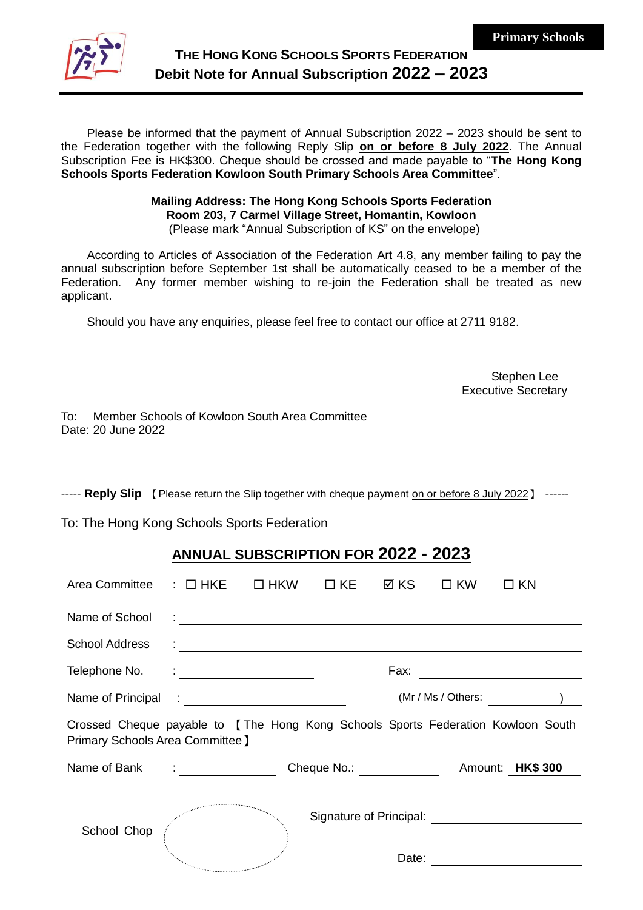**Primary Schools**

# THE HONG KONG SCHOOLS SPORTS FEDERATION
## Debit Note for Annual Subscription 2022 – 2023

Please be informed that the payment of Annual Subscription 2022 – 2023 should be sent to the Federation together with the following Reply Slip **on or before 8 July 2022**. The Annual Subscription Fee is HK$300. Cheque should be crossed and made payable to "**The Hong Kong Schools Sports Federation Kowloon South Primary Schools Area Committee**".

**Mailing Address: The Hong Kong Schools Sports Federation**
**Room 203, 7 Carmel Village Street, Homantin, Kowloon**
(Please mark "Annual Subscription of KS" on the envelope)

According to Articles of Association of the Federation Art 4.8, any member failing to pay the annual subscription before September 1st shall be automatically ceased to be a member of the Federation. Any former member wishing to re-join the Federation shall be treated as new applicant.

Should you have any enquiries, please feel free to contact our office at 2711 9182.

Stephen Lee
Executive Secretary

To: Member Schools of Kowloon South Area Committee
Date: 20 June 2022

----- **Reply Slip** 【Please return the Slip together with cheque payment on or before 8 July 2022】 ------

To: The Hong Kong Schools Sports Federation

## ANNUAL SUBSCRIPTION FOR 2022 - 2023

Area Committee : ☐ HKE ☐ HKW ☐ KE ☑ KS ☐ KW ☐ KN

Name of School : ______________________________

School Address : ______________________________

Telephone No. : ______________ Fax: ______________

Name of Principal : ______________ (Mr / Ms / Others: ________ )

Crossed Cheque payable to 【The Hong Kong Schools Sports Federation Kowloon South Primary Schools Area Committee】

Name of Bank : ____________ Cheque No.: ____________ Amount: **HK$ 300**

School Chop

Signature of Principal: ______________

Date: ______________